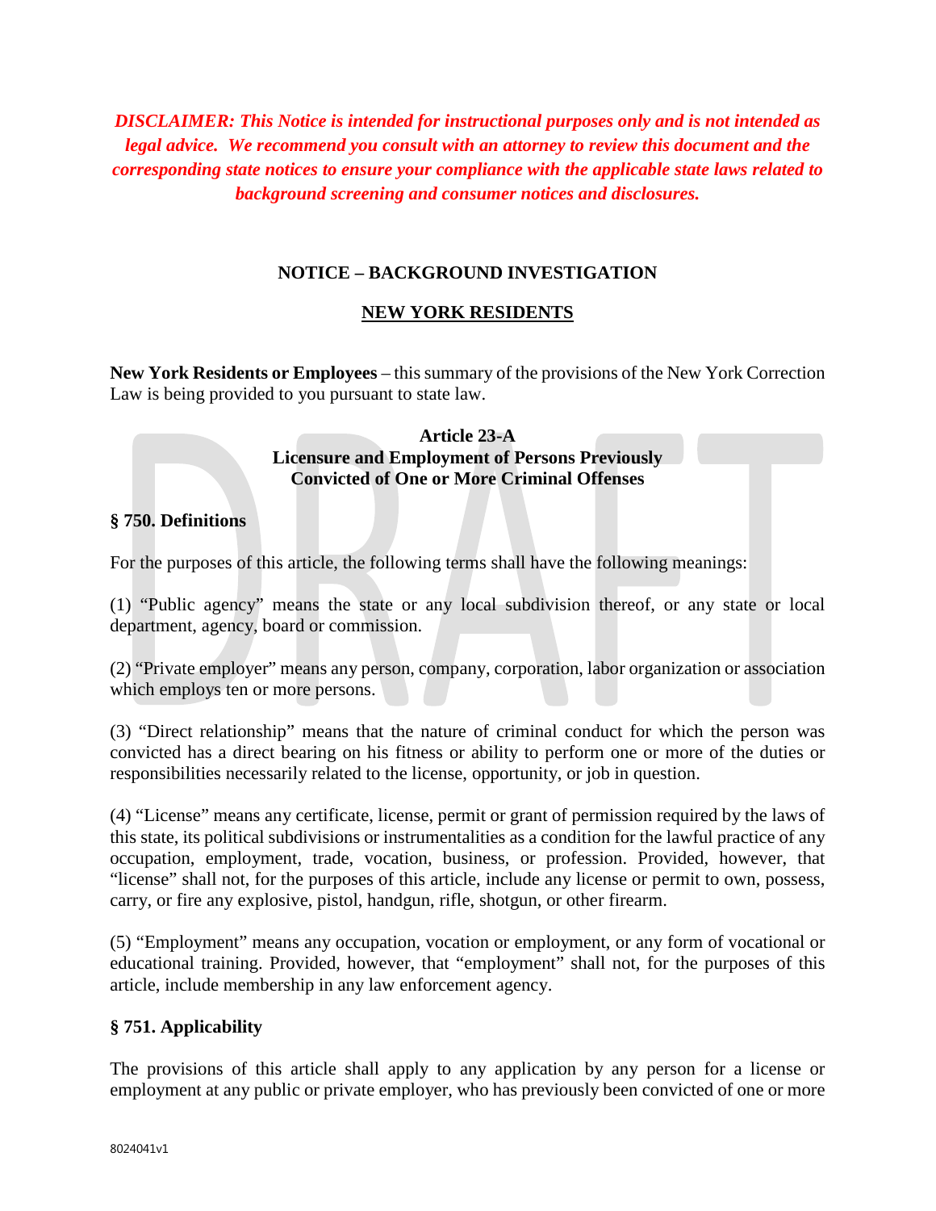***DISCLAIMER: This Notice is intended for instructional purposes only and is not intended as legal advice. We recommend you consult with an attorney to review this document and the corresponding state notices to ensure your compliance with the applicable state laws related to background screening and consumer notices and disclosures.***

**NOTICE – BACKGROUND INVESTIGATION**

**NEW YORK RESIDENTS**

**New York Residents or Employees** – this summary of the provisions of the New York Correction Law is being provided to you pursuant to state law.

**Article 23-A**
**Licensure and Employment of Persons Previously Convicted of One or More Criminal Offenses**

### § 750. Definitions

For the purposes of this article, the following terms shall have the following meanings:

(1) "Public agency" means the state or any local subdivision thereof, or any state or local department, agency, board or commission.

(2) "Private employer" means any person, company, corporation, labor organization or association which employs ten or more persons.

(3) "Direct relationship" means that the nature of criminal conduct for which the person was convicted has a direct bearing on his fitness or ability to perform one or more of the duties or responsibilities necessarily related to the license, opportunity, or job in question.

(4) "License" means any certificate, license, permit or grant of permission required by the laws of this state, its political subdivisions or instrumentalities as a condition for the lawful practice of any occupation, employment, trade, vocation, business, or profession. Provided, however, that "license" shall not, for the purposes of this article, include any license or permit to own, possess, carry, or fire any explosive, pistol, handgun, rifle, shotgun, or other firearm.

(5) "Employment" means any occupation, vocation or employment, or any form of vocational or educational training. Provided, however, that "employment" shall not, for the purposes of this article, include membership in any law enforcement agency.

### § 751. Applicability

The provisions of this article shall apply to any application by any person for a license or employment at any public or private employer, who has previously been convicted of one or more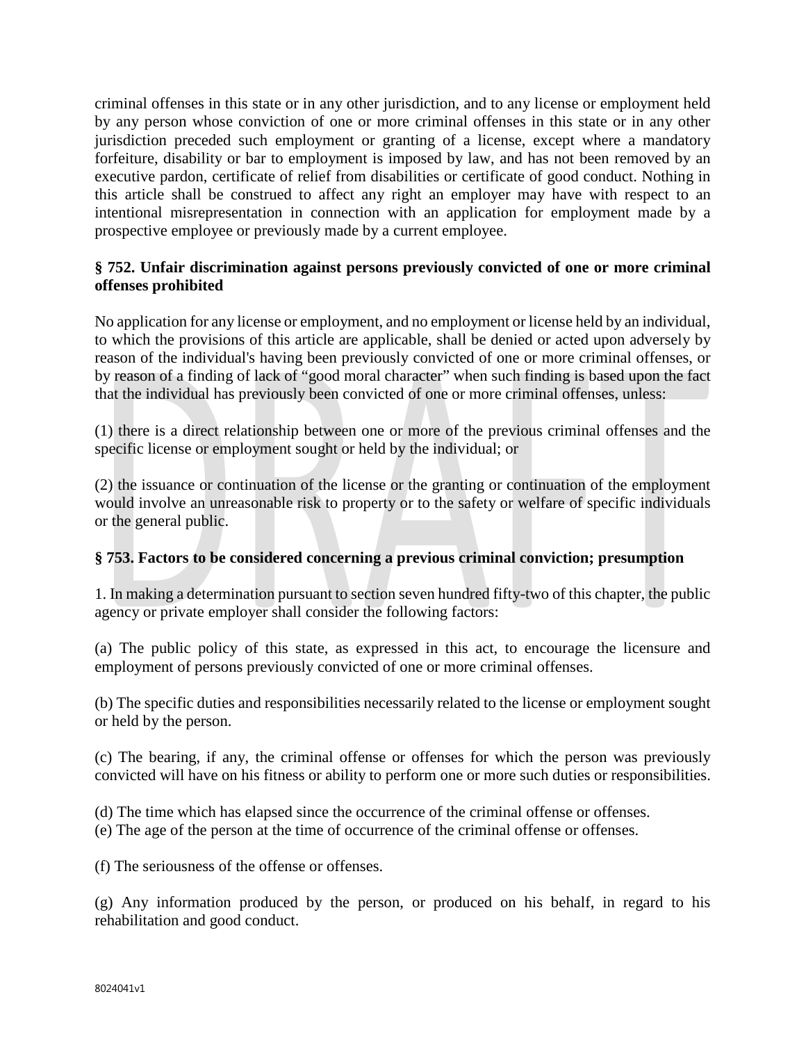criminal offenses in this state or in any other jurisdiction, and to any license or employment held by any person whose conviction of one or more criminal offenses in this state or in any other jurisdiction preceded such employment or granting of a license, except where a mandatory forfeiture, disability or bar to employment is imposed by law, and has not been removed by an executive pardon, certificate of relief from disabilities or certificate of good conduct. Nothing in this article shall be construed to affect any right an employer may have with respect to an intentional misrepresentation in connection with an application for employment made by a prospective employee or previously made by a current employee.

**§ 752. Unfair discrimination against persons previously convicted of one or more criminal offenses prohibited**

No application for any license or employment, and no employment or license held by an individual, to which the provisions of this article are applicable, shall be denied or acted upon adversely by reason of the individual's having been previously convicted of one or more criminal offenses, or by reason of a finding of lack of "good moral character" when such finding is based upon the fact that the individual has previously been convicted of one or more criminal offenses, unless:

(1) there is a direct relationship between one or more of the previous criminal offenses and the specific license or employment sought or held by the individual; or

(2) the issuance or continuation of the license or the granting or continuation of the employment would involve an unreasonable risk to property or to the safety or welfare of specific individuals or the general public.

**§ 753. Factors to be considered concerning a previous criminal conviction; presumption**

1. In making a determination pursuant to section seven hundred fifty-two of this chapter, the public agency or private employer shall consider the following factors:

(a) The public policy of this state, as expressed in this act, to encourage the licensure and employment of persons previously convicted of one or more criminal offenses.

(b) The specific duties and responsibilities necessarily related to the license or employment sought or held by the person.

(c) The bearing, if any, the criminal offense or offenses for which the person was previously convicted will have on his fitness or ability to perform one or more such duties or responsibilities.

(d) The time which has elapsed since the occurrence of the criminal offense or offenses.
(e) The age of the person at the time of occurrence of the criminal offense or offenses.

(f) The seriousness of the offense or offenses.

(g) Any information produced by the person, or produced on his behalf, in regard to his rehabilitation and good conduct.

8024041v1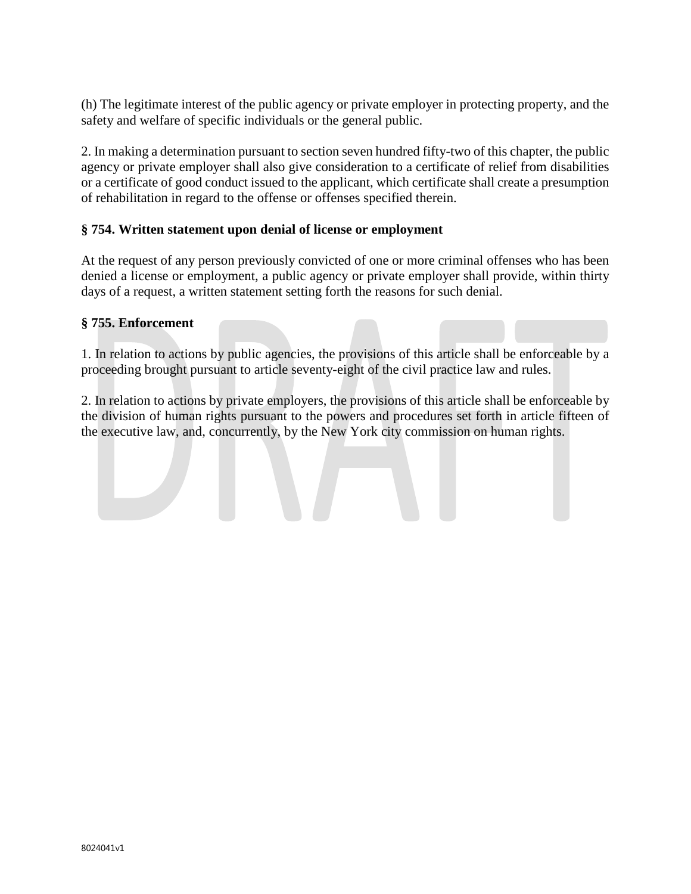(h) The legitimate interest of the public agency or private employer in protecting property, and the safety and welfare of specific individuals or the general public.

2. In making a determination pursuant to section seven hundred fifty-two of this chapter, the public agency or private employer shall also give consideration to a certificate of relief from disabilities or a certificate of good conduct issued to the applicant, which certificate shall create a presumption of rehabilitation in regard to the offense or offenses specified therein.

**§ 754. Written statement upon denial of license or employment**

At the request of any person previously convicted of one or more criminal offenses who has been denied a license or employment, a public agency or private employer shall provide, within thirty days of a request, a written statement setting forth the reasons for such denial.

**§ 755. Enforcement**

1. In relation to actions by public agencies, the provisions of this article shall be enforceable by a proceeding brought pursuant to article seventy-eight of the civil practice law and rules.

2. In relation to actions by private employers, the provisions of this article shall be enforceable by the division of human rights pursuant to the powers and procedures set forth in article fifteen of the executive law, and, concurrently, by the New York city commission on human rights.